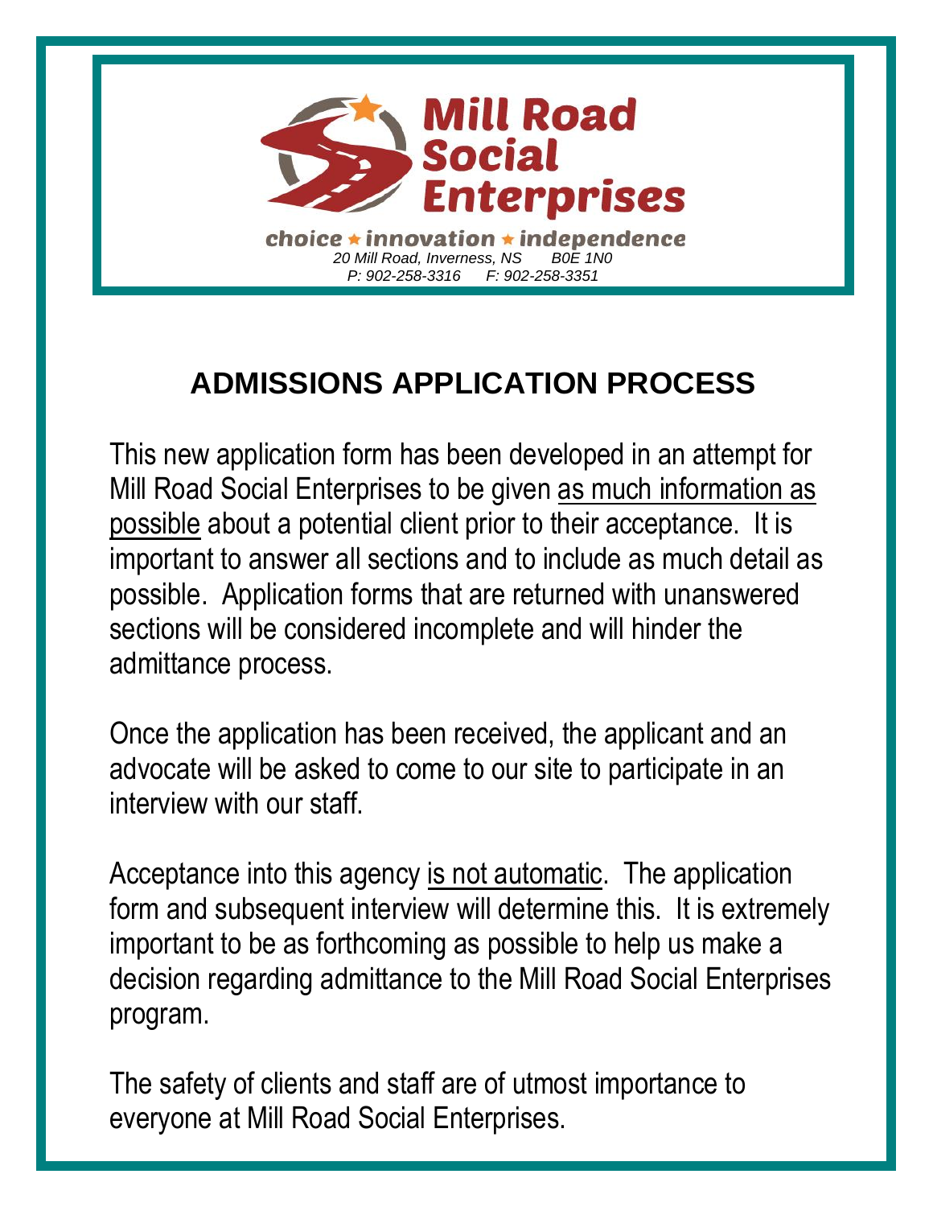**Mill Road Social Enterprises**

*choice ★ innovation ★ independence*

*20 Mill Road, Inverness, NS B0E 1N0*

*P: 902-258-3316 F: 902-258-3351*

# ADMISSIONS APPLICATION PROCESS

This new application form has been developed in an attempt for Mill Road Social Enterprises to be given <u>as much information as possible</u> about a potential client prior to their acceptance. It is important to answer all sections and to include as much detail as possible. Application forms that are returned with unanswered sections will be considered incomplete and will hinder the admittance process.

Once the application has been received, the applicant and an advocate will be asked to come to our site to participate in an interview with our staff.

Acceptance into this agency <u>is not automatic</u>. The application form and subsequent interview will determine this. It is extremely important to be as forthcoming as possible to help us make a decision regarding admittance to the Mill Road Social Enterprises program.

The safety of clients and staff are of utmost importance to everyone at Mill Road Social Enterprises.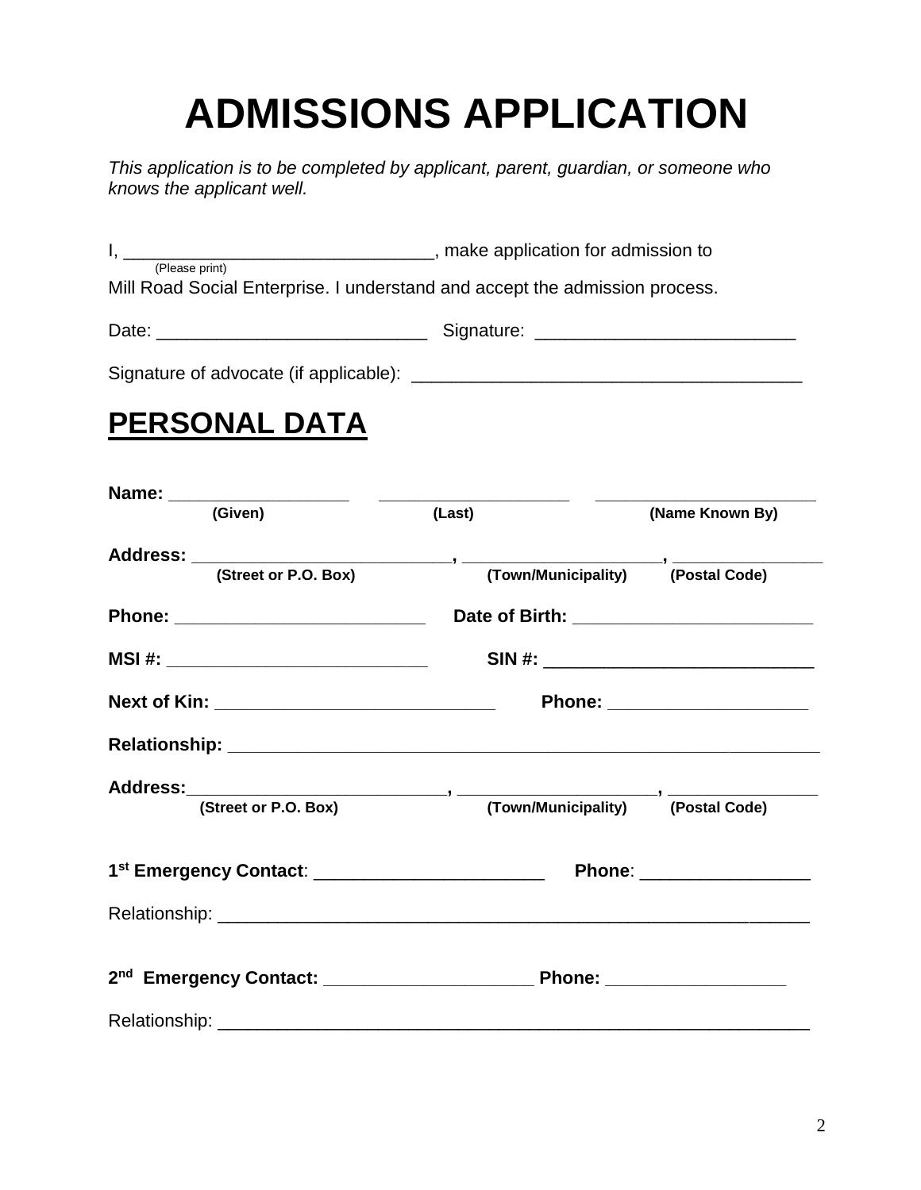# ADMISSIONS APPLICATION

*This application is to be completed by applicant, parent, guardian, or someone who knows the applicant well.*

I, ______________________________, make application for admission to
(Please print)
Mill Road Social Enterprise. I understand and accept the admission process.

Date: __________________________ Signature: ________________________

Signature of advocate (if applicable): ____________________________________

## PERSONAL DATA

**Name:** __________________ __________________ ____________________
**(Given)** **(Last)** **(Name Known By)**

**Address:** __________________________, ___________________, _______________
**(Street or P.O. Box)** **(Town/Municipality)** **(Postal Code)**

**Phone:** _________________________ **Date of Birth:** _______________________

**MSI #:** __________________________ **SIN #:** ___________________________

**Next of Kin:** ___________________________ **Phone:** ___________________

**Relationship:** __________________________________________________________

**Address:**__________________________, ___________________, _______________
**(Street or P.O. Box)** **(Town/Municipality)** **(Postal Code)**

**1st Emergency Contact**: ______________________ **Phone**: ________________

Relationship: _____________________________________________________________

**2nd Emergency Contact:** ____________________ **Phone:** _________________

Relationship: _____________________________________________________________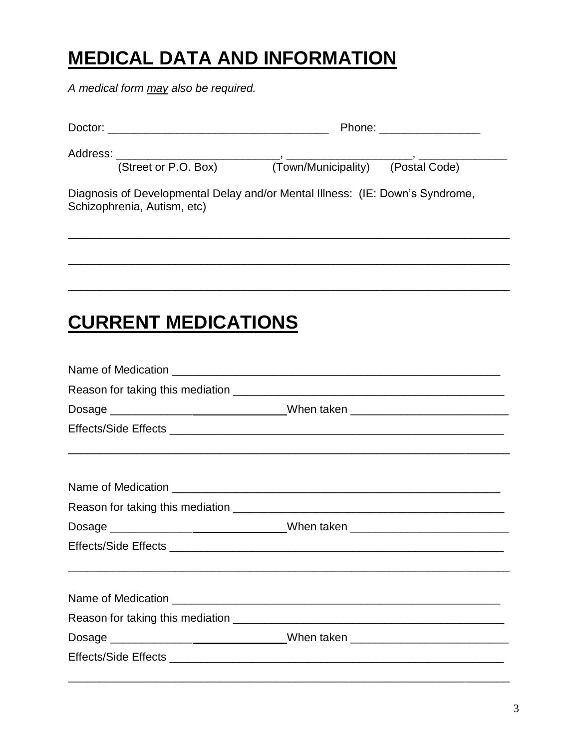# MEDICAL DATA AND INFORMATION

*A medical form may also be required.*

Doctor: ___________________________________ Phone: ________________

Address: _________________________, ___________________, ______________
(Street or P.O. Box) (Town/Municipality) (Postal Code)

Diagnosis of Developmental Delay and/or Mental Illness: (IE: Down's Syndrome, Schizophrenia, Autism, etc)

_______________________________________________________________________

_______________________________________________________________________

_______________________________________________________________________

# CURRENT MEDICATIONS

Name of Medication _____________________________________________________

Reason for taking this mediation ____________________________________________

Dosage ____________________________When taken _________________________

Effects/Side Effects _____________________________________________________

_______________________________________________________________________

Name of Medication _____________________________________________________

Reason for taking this mediation ____________________________________________

Dosage ____________________________When taken _________________________

Effects/Side Effects _____________________________________________________

_______________________________________________________________________

Name of Medication _____________________________________________________

Reason for taking this mediation ____________________________________________

Dosage ____________________________When taken _________________________

Effects/Side Effects _____________________________________________________

_______________________________________________________________________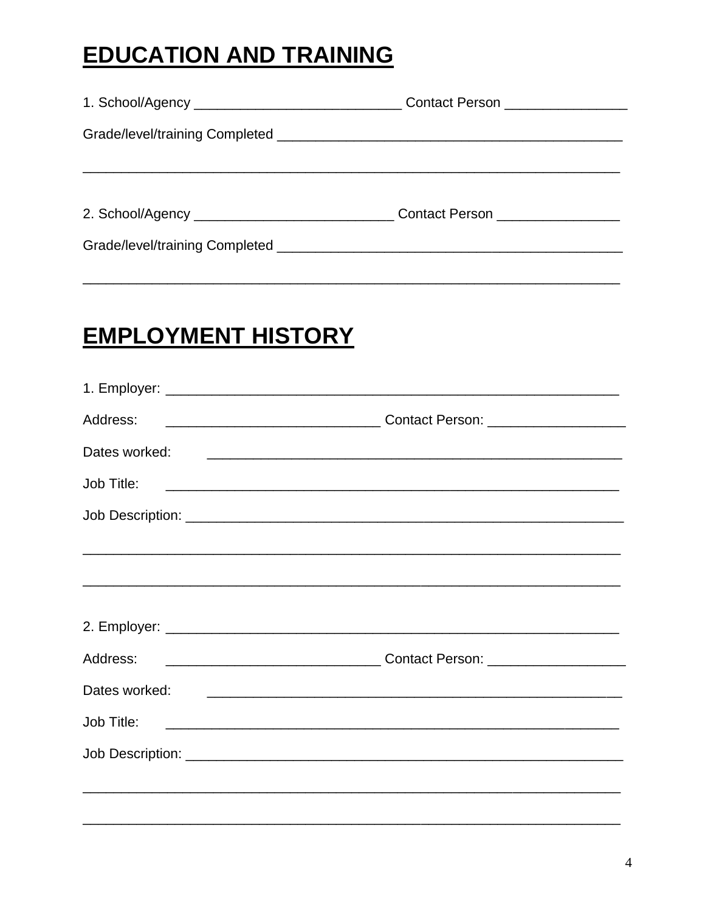# EDUCATION AND TRAINING

1. School/Agency ___________________________ Contact Person ________________

Grade/level/training Completed ______________________________________________

_______________________________________________________________________

2. School/Agency __________________________ Contact Person ________________

Grade/level/training Completed ______________________________________________

_______________________________________________________________________

# EMPLOYMENT HISTORY

1. Employer: _____________________________________________________________

Address: ____________________________ Contact Person: __________________

Dates worked: _______________________________________________________

Job Title: _______________________________________________________________

Job Description: ___________________________________________________________

_______________________________________________________________________

_______________________________________________________________________

2. Employer: _____________________________________________________________

Address: ____________________________ Contact Person: __________________

Dates worked: _______________________________________________________

Job Title: _______________________________________________________________

Job Description: ___________________________________________________________

_______________________________________________________________________

_______________________________________________________________________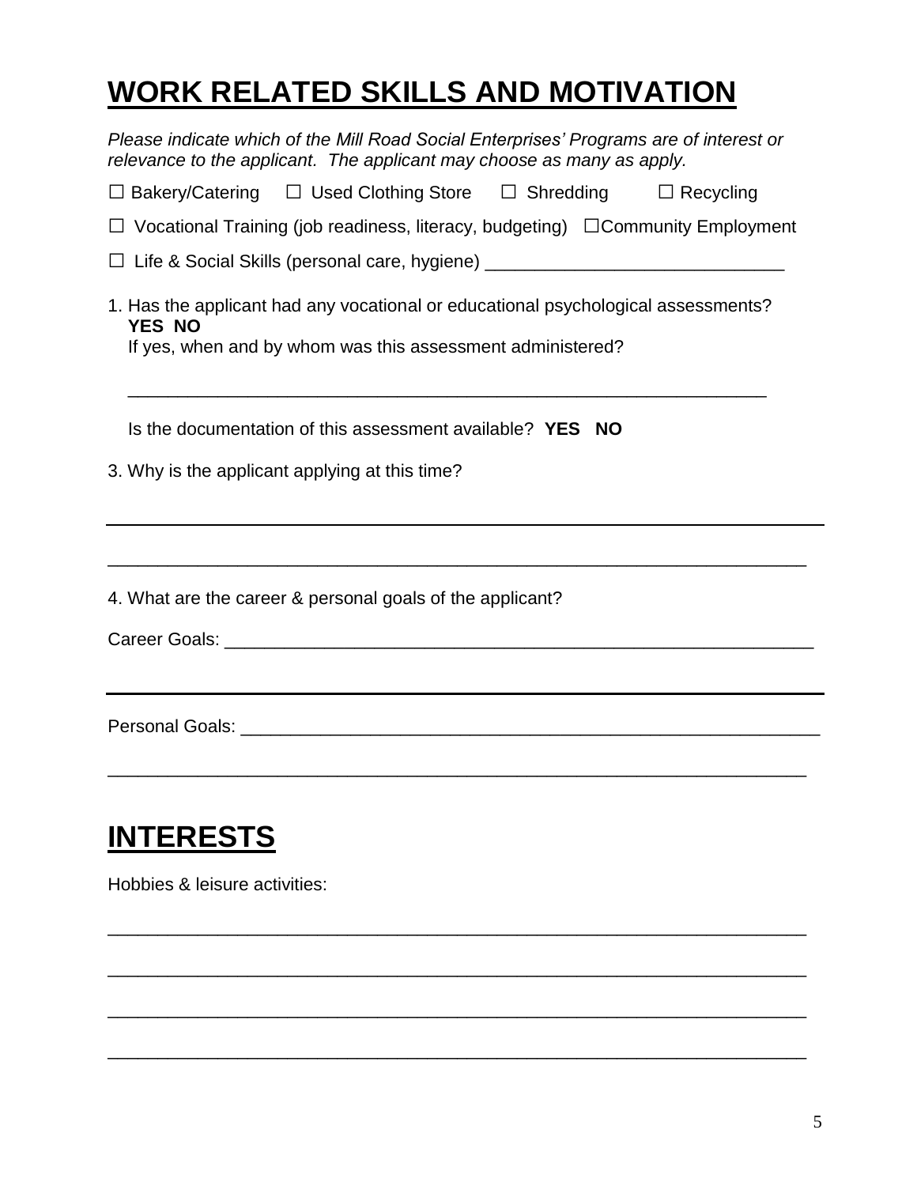# WORK RELATED SKILLS AND MOTIVATION

*Please indicate which of the Mill Road Social Enterprises' Programs are of interest or relevance to the applicant. The applicant may choose as many as apply.*

☐ Bakery/Catering ☐ Used Clothing Store ☐ Shredding ☐ Recycling

☐ Vocational Training (job readiness, literacy, budgeting) ☐Community Employment

☐ Life & Social Skills (personal care, hygiene) ______________________________

1. Has the applicant had any vocational or educational psychological assessments? **YES NO**
   If yes, when and by whom was this assessment administered?

   _________________________________________________________________

   Is the documentation of this assessment available? **YES NO**

3. Why is the applicant applying at this time?

______________________________________________________________________

______________________________________________________________________

4. What are the career & personal goals of the applicant?

Career Goals: ____________________________________________________________

______________________________________________________________________

Personal Goals: __________________________________________________________

______________________________________________________________________

# INTERESTS

Hobbies & leisure activities:

______________________________________________________________________

______________________________________________________________________

______________________________________________________________________

______________________________________________________________________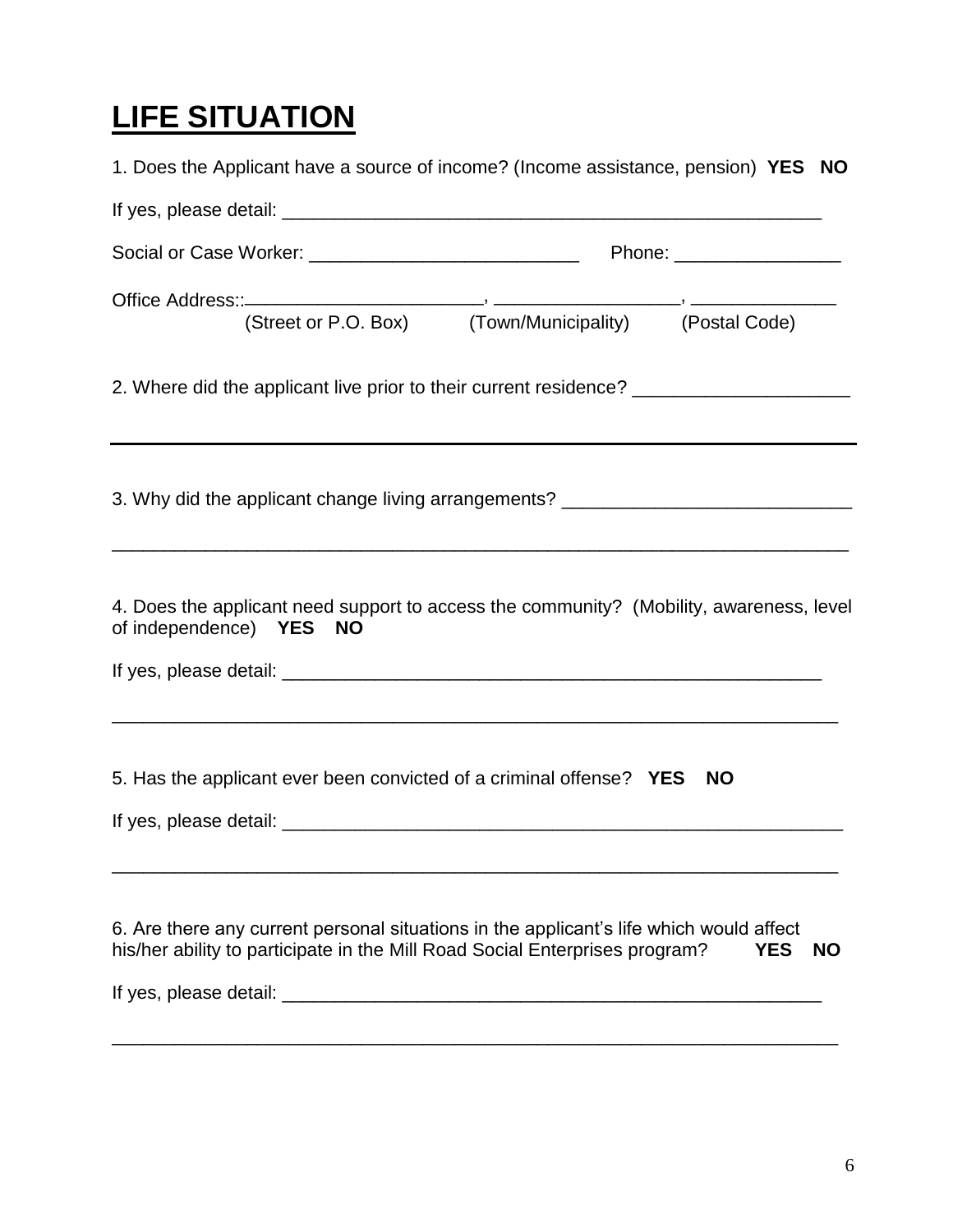# LIFE SITUATION

1. Does the Applicant have a source of income? (Income assistance, pension) **YES NO**

If yes, please detail: _______________________________________________________

Social or Case Worker: __________________________ Phone: ________________

Office Address:: _______________________, __________________, ______________
(Street or P.O. Box) (Town/Municipality) (Postal Code)

2. Where did the applicant live prior to their current residence? _____________________

_________________________________________________________________________

3. Why did the applicant change living arrangements? ____________________________

_________________________________________________________________________

4. Does the applicant need support to access the community? (Mobility, awareness, level of independence) **YES NO**

If yes, please detail: _______________________________________________________

_________________________________________________________________________

5. Has the applicant ever been convicted of a criminal offense? **YES NO**

If yes, please detail: _________________________________________________________

_________________________________________________________________________

6. Are there any current personal situations in the applicant's life which would affect his/her ability to participate in the Mill Road Social Enterprises program? **YES NO**

If yes, please detail: _______________________________________________________

_________________________________________________________________________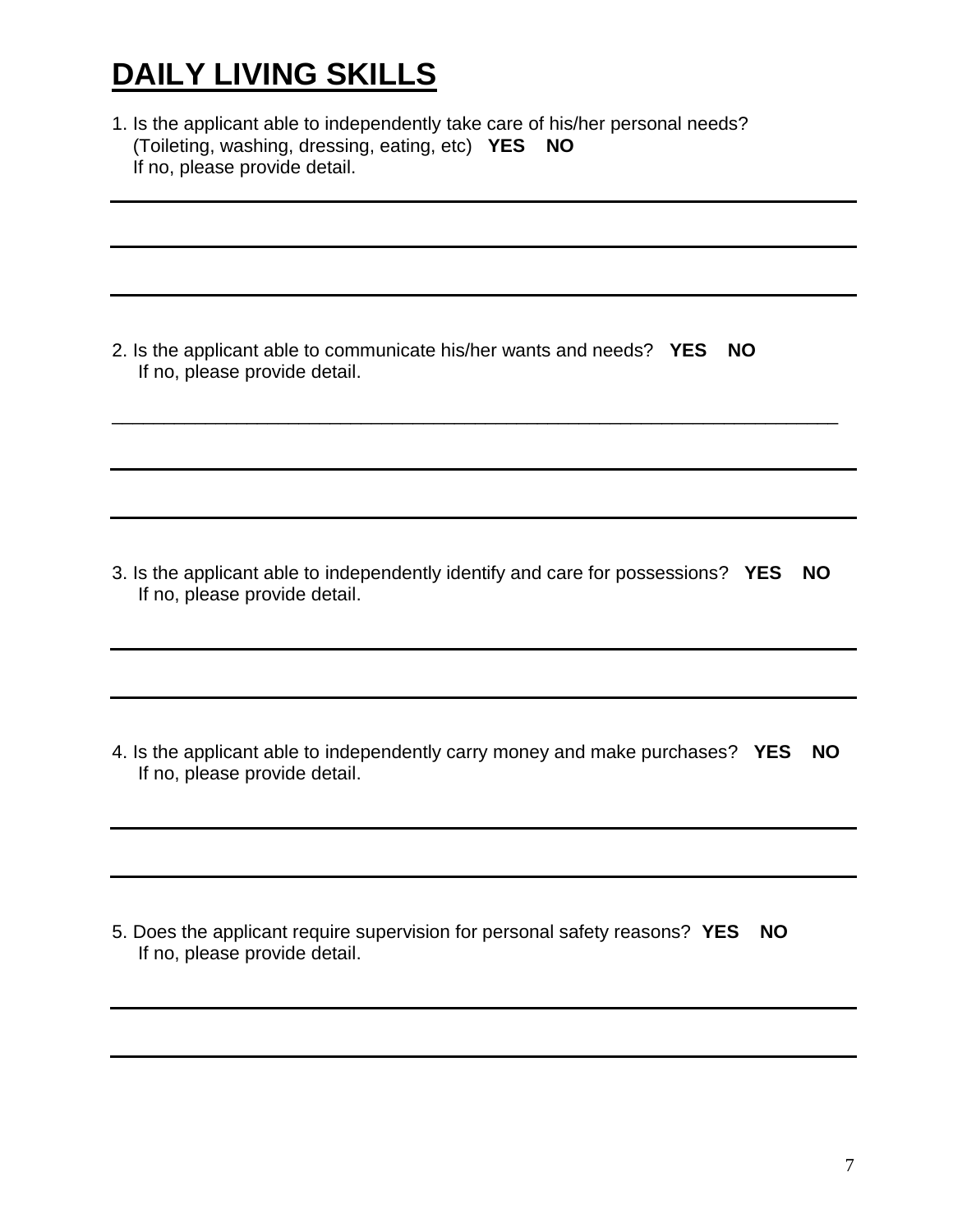# DAILY LIVING SKILLS

1. Is the applicant able to independently take care of his/her personal needs? (Toileting, washing, dressing, eating, etc) **YES NO**
   If no, please provide detail.

______________________________________________________________________

______________________________________________________________________

______________________________________________________________________

2. Is the applicant able to communicate his/her wants and needs? **YES NO**
   If no, please provide detail.

______________________________________________________________________

______________________________________________________________________

______________________________________________________________________

3. Is the applicant able to independently identify and care for possessions? **YES NO**
   If no, please provide detail.

______________________________________________________________________

______________________________________________________________________

4. Is the applicant able to independently carry money and make purchases? **YES NO**
   If no, please provide detail.

______________________________________________________________________

______________________________________________________________________

5. Does the applicant require supervision for personal safety reasons? **YES NO**
   If no, please provide detail.

______________________________________________________________________

______________________________________________________________________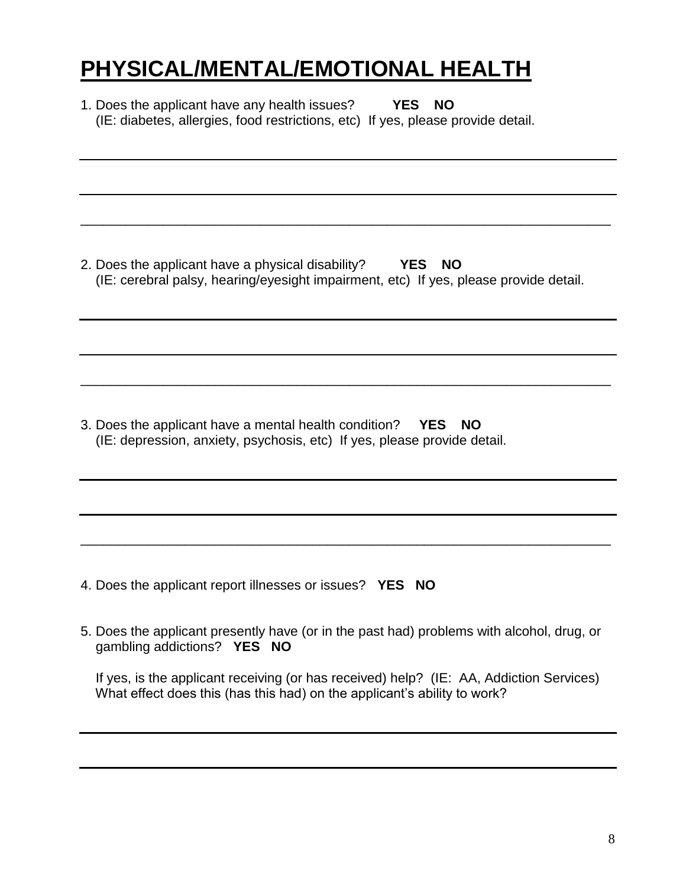# PHYSICAL/MENTAL/EMOTIONAL HEALTH

1. Does the applicant have any health issues? **YES NO**
   (IE: diabetes, allergies, food restrictions, etc) If yes, please provide detail.

_______________________________________________________________________

_______________________________________________________________________

_______________________________________________________________________

2. Does the applicant have a physical disability? **YES NO**
   (IE: cerebral palsy, hearing/eyesight impairment, etc) If yes, please provide detail.

_______________________________________________________________________

_______________________________________________________________________

_______________________________________________________________________

3. Does the applicant have a mental health condition? **YES NO**
   (IE: depression, anxiety, psychosis, etc) If yes, please provide detail.

_______________________________________________________________________

_______________________________________________________________________

_______________________________________________________________________

4. Does the applicant report illnesses or issues? **YES NO**

5. Does the applicant presently have (or in the past had) problems with alcohol, drug, or gambling addictions? **YES NO**

   If yes, is the applicant receiving (or has received) help? (IE: AA, Addiction Services)
   What effect does this (has this had) on the applicant's ability to work?

_______________________________________________________________________

_______________________________________________________________________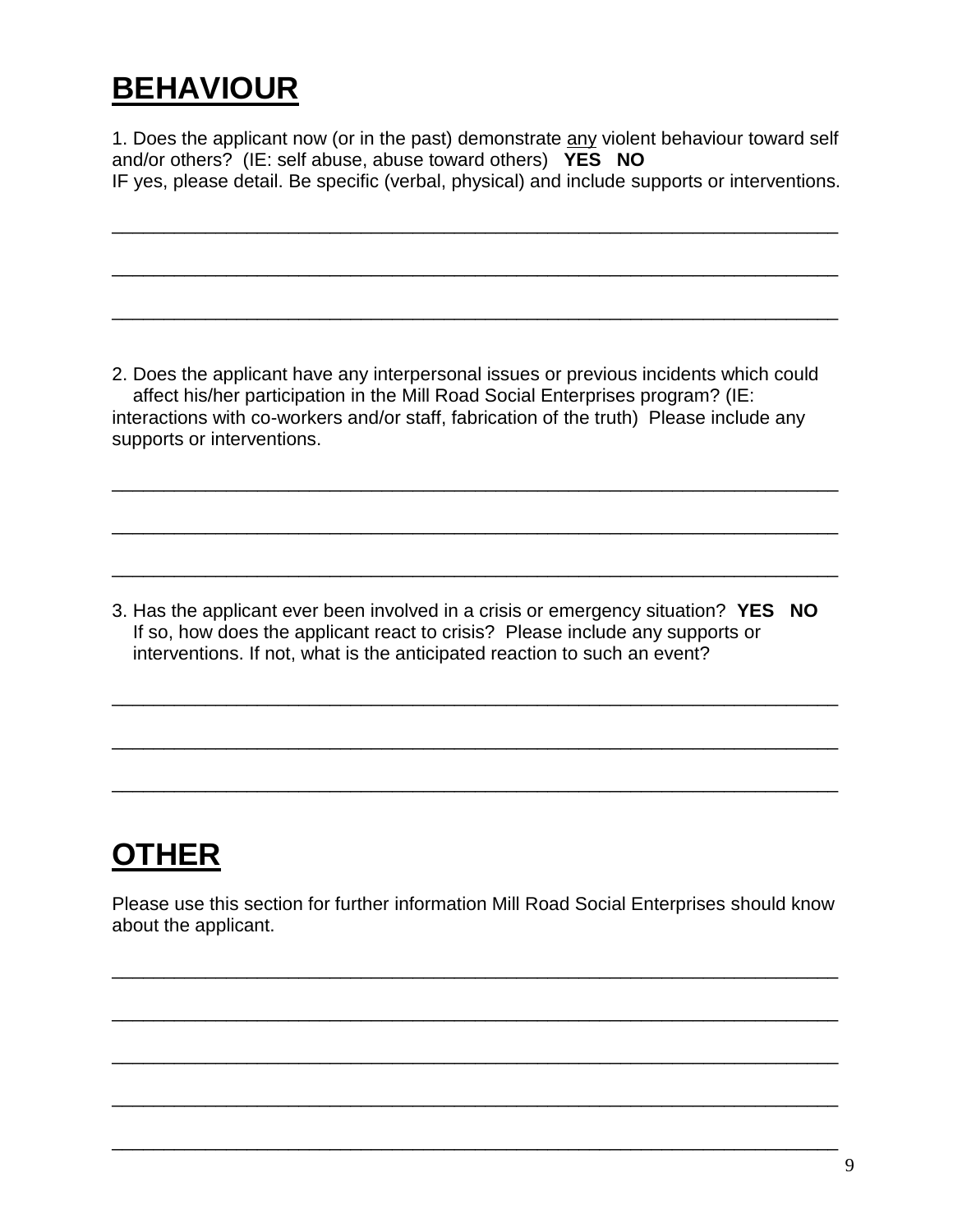# **BEHAVIOUR**

1. Does the applicant now (or in the past) demonstrate <u>any</u> violent behaviour toward self and/or others? (IE: self abuse, abuse toward others) **YES NO**
IF yes, please detail. Be specific (verbal, physical) and include supports or interventions.

______________________________________________________________________

______________________________________________________________________

______________________________________________________________________

2. Does the applicant have any interpersonal issues or previous incidents which could affect his/her participation in the Mill Road Social Enterprises program? (IE: interactions with co-workers and/or staff, fabrication of the truth) Please include any supports or interventions.

______________________________________________________________________

______________________________________________________________________

______________________________________________________________________

3. Has the applicant ever been involved in a crisis or emergency situation? **YES NO**
If so, how does the applicant react to crisis? Please include any supports or interventions. If not, what is the anticipated reaction to such an event?

______________________________________________________________________

______________________________________________________________________

______________________________________________________________________

# **OTHER**

Please use this section for further information Mill Road Social Enterprises should know about the applicant.

______________________________________________________________________

______________________________________________________________________

______________________________________________________________________

______________________________________________________________________

______________________________________________________________________